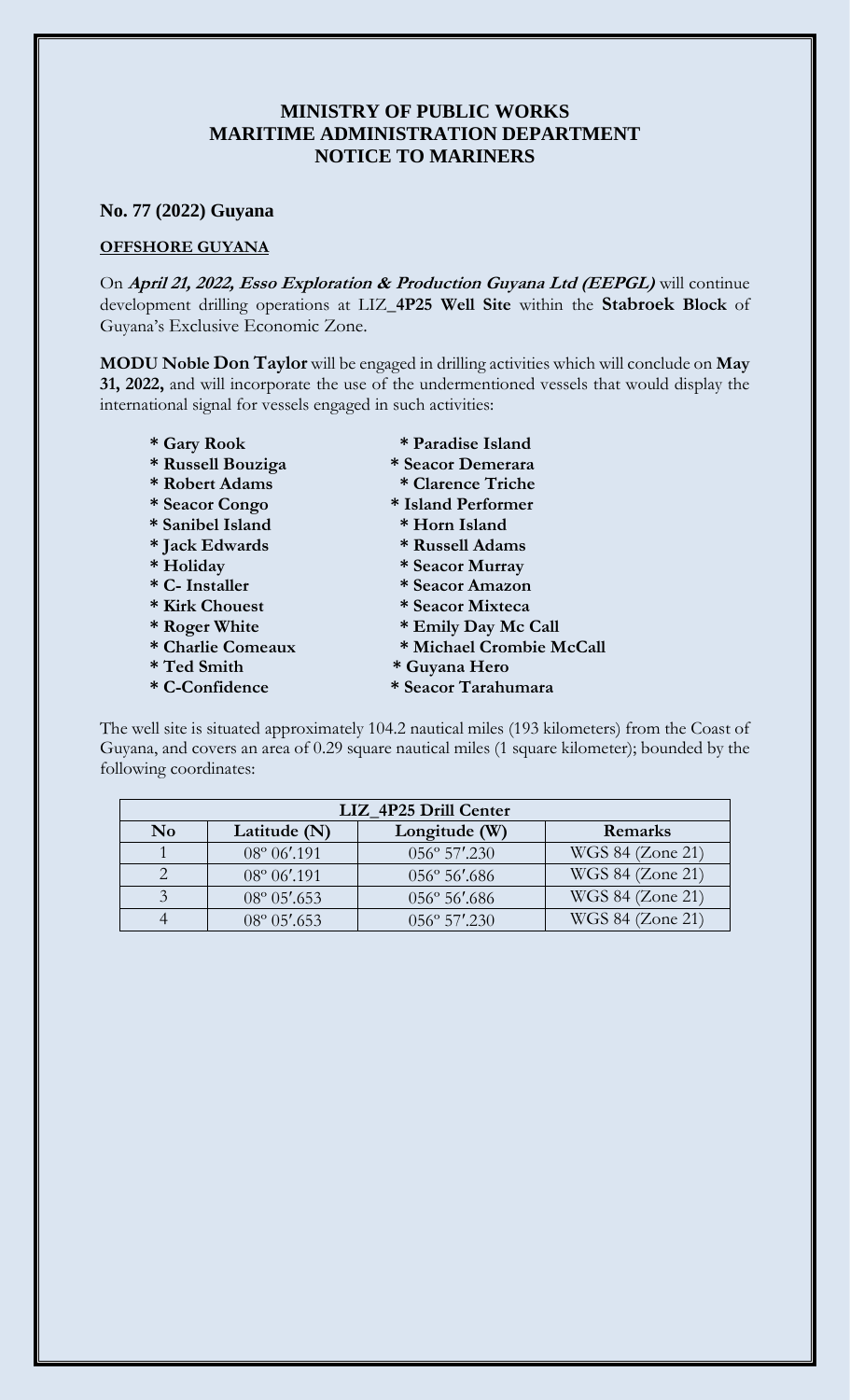# MINISTRY OF PUBLIC WORKS
# MARITIME ADMINISTRATION DEPARTMENT
# NOTICE TO MARINERS

## No. 77 (2022) Guyana

**OFFSHORE GUYANA**

On ***April 21, 2022, Esso Exploration & Production Guyana Ltd (EEPGL)*** will continue development drilling operations at LIZ_**4P25 Well Site** within the **Stabroek Block** of Guyana's Exclusive Economic Zone.

**MODU Noble Don Taylor** will be engaged in drilling activities which will conclude on **May 31, 2022,** and will incorporate the use of the undermentioned vessels that would display the international signal for vessels engaged in such activities:

- **Gary Rook**
- **Russell Bouziga**
- **Robert Adams**
- **Seacor Congo**
- **Sanibel Island**
- **Jack Edwards**
- **Holiday**
- **C- Installer**
- **Kirk Chouest**
- **Roger White**
- **Charlie Comeaux**
- **Ted Smith**
- **C-Confidence**
- **Paradise Island**
- **Seacor Demerara**
- **Clarence Triche**
- **Island Performer**
- **Horn Island**
- **Russell Adams**
- **Seacor Murray**
- **Seacor Amazon**
- **Seacor Mixteca**
- **Emily Day Mc Call**
- **Michael Crombie McCall**
- **Guyana Hero**
- **Seacor Tarahumara**

The well site is situated approximately 104.2 nautical miles (193 kilometers) from the Coast of Guyana, and covers an area of 0.29 square nautical miles (1 square kilometer); bounded by the following coordinates:

| LIZ_4P25 Drill Center | | | |
|---|---|---|---|
| **No** | **Latitude (N)** | **Longitude (W)** | **Remarks** |
| 1 | 08º 06′.191 | 056º 57′.230 | WGS 84 (Zone 21) |
| 2 | 08º 06′.191 | 056º 56′.686 | WGS 84 (Zone 21) |
| 3 | 08º 05′.653 | 056º 56′.686 | WGS 84 (Zone 21) |
| 4 | 08º 05′.653 | 056º 57′.230 | WGS 84 (Zone 21) |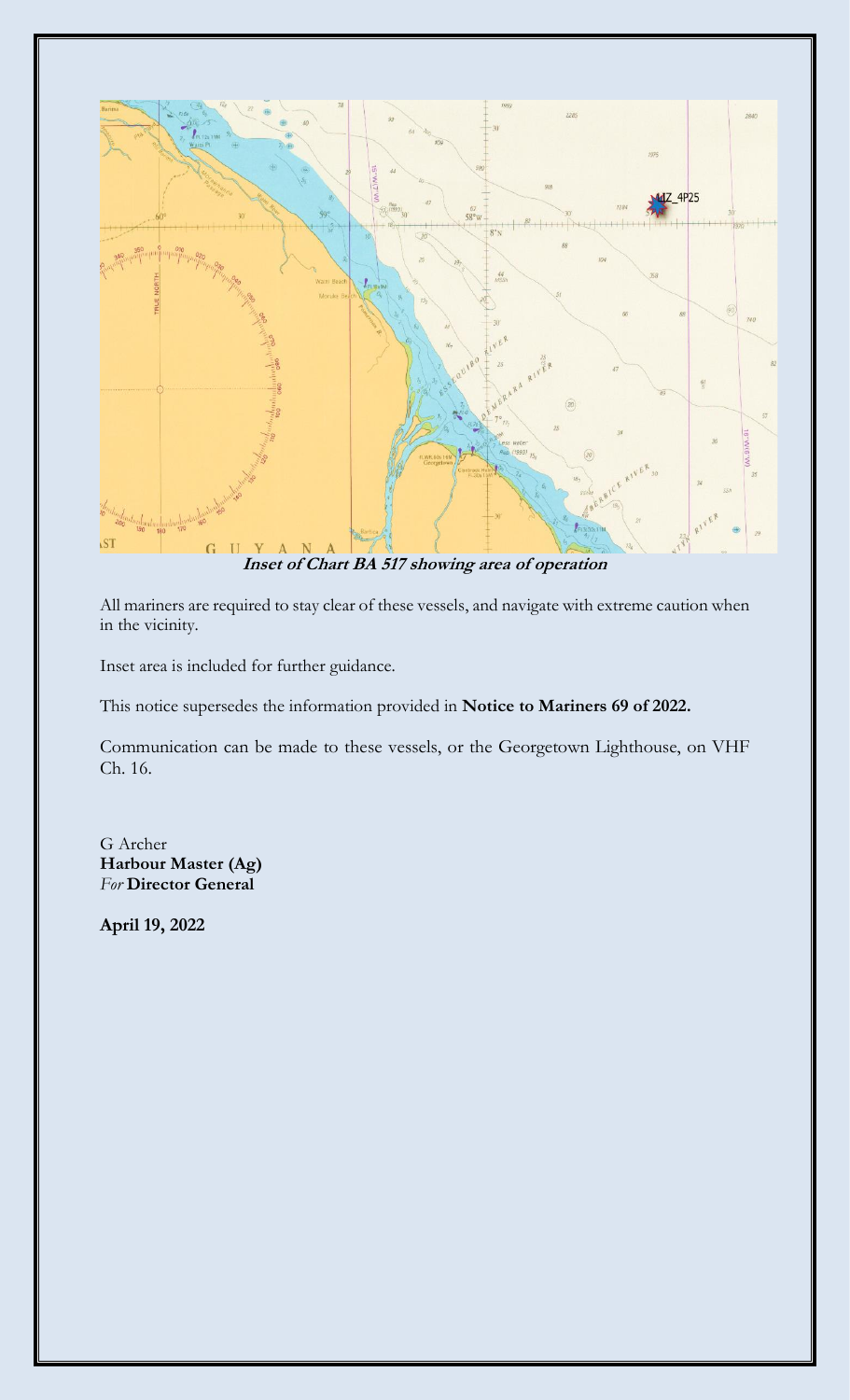**Inset of Chart BA 517 showing area of operation**

All mariners are required to stay clear of these vessels, and navigate with extreme caution when in the vicinity.

Inset area is included for further guidance.

This notice supersedes the information provided in **Notice to Mariners 69 of 2022.**

Communication can be made to these vessels, or the Georgetown Lighthouse, on VHF Ch. 16.

G Archer
**Harbour Master (Ag)**
*For* **Director General**

**April 19, 2022**